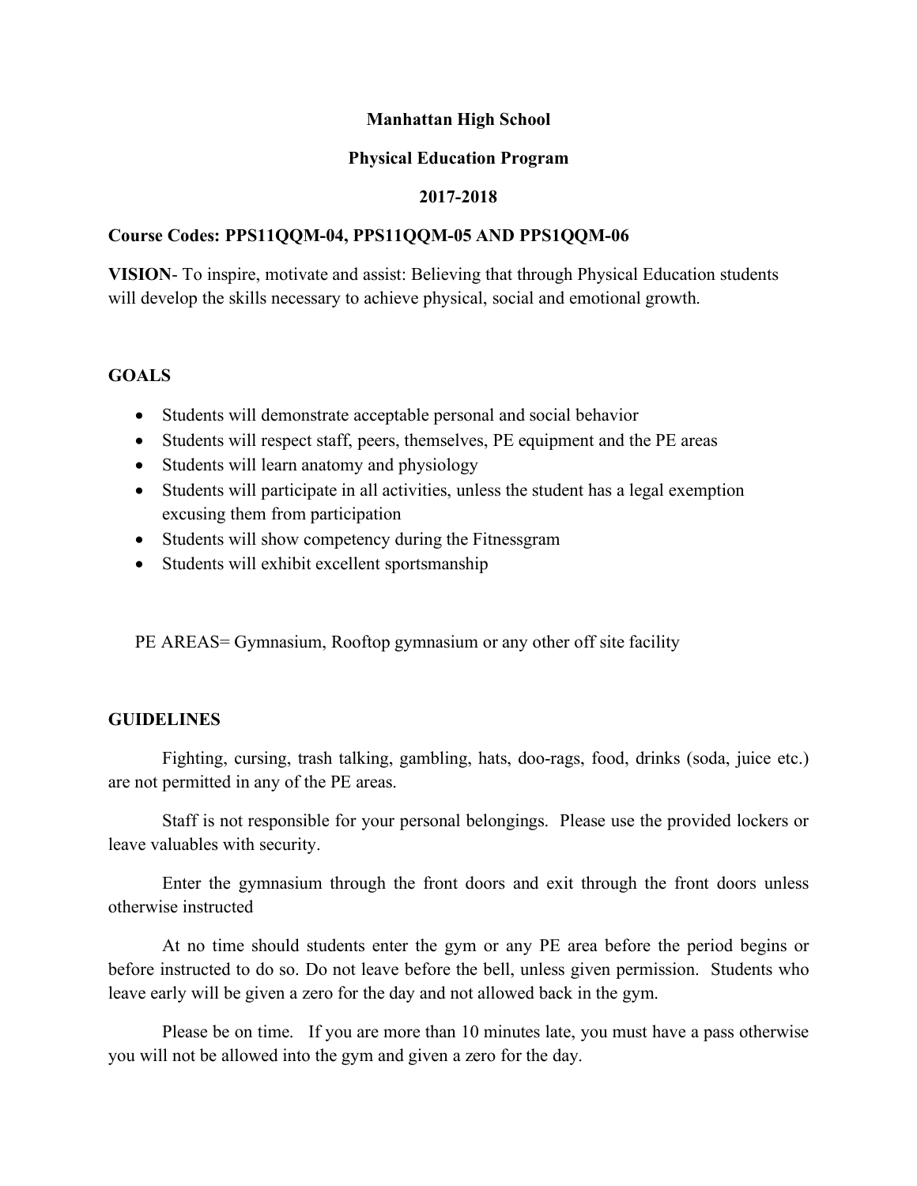# Manhattan High School

## Physical Education Program

## 2017-2018

**Course Codes: PPS11QQM-04, PPS11QQM-05 AND PPS1QQM-06**

**VISION**- To inspire, motivate and assist: Believing that through Physical Education students will develop the skills necessary to achieve physical, social and emotional growth.

## GOALS

- Students will demonstrate acceptable personal and social behavior
- Students will respect staff, peers, themselves, PE equipment and the PE areas
- Students will learn anatomy and physiology
- Students will participate in all activities, unless the student has a legal exemption excusing them from participation
- Students will show competency during the Fitnessgram
- Students will exhibit excellent sportsmanship

PE AREAS= Gymnasium, Rooftop gymnasium or any other off site facility

## GUIDELINES

Fighting, cursing, trash talking, gambling, hats, doo-rags, food, drinks (soda, juice etc.) are not permitted in any of the PE areas.

Staff is not responsible for your personal belongings. Please use the provided lockers or leave valuables with security.

Enter the gymnasium through the front doors and exit through the front doors unless otherwise instructed

At no time should students enter the gym or any PE area before the period begins or before instructed to do so. Do not leave before the bell, unless given permission. Students who leave early will be given a zero for the day and not allowed back in the gym.

Please be on time. If you are more than 10 minutes late, you must have a pass otherwise you will not be allowed into the gym and given a zero for the day.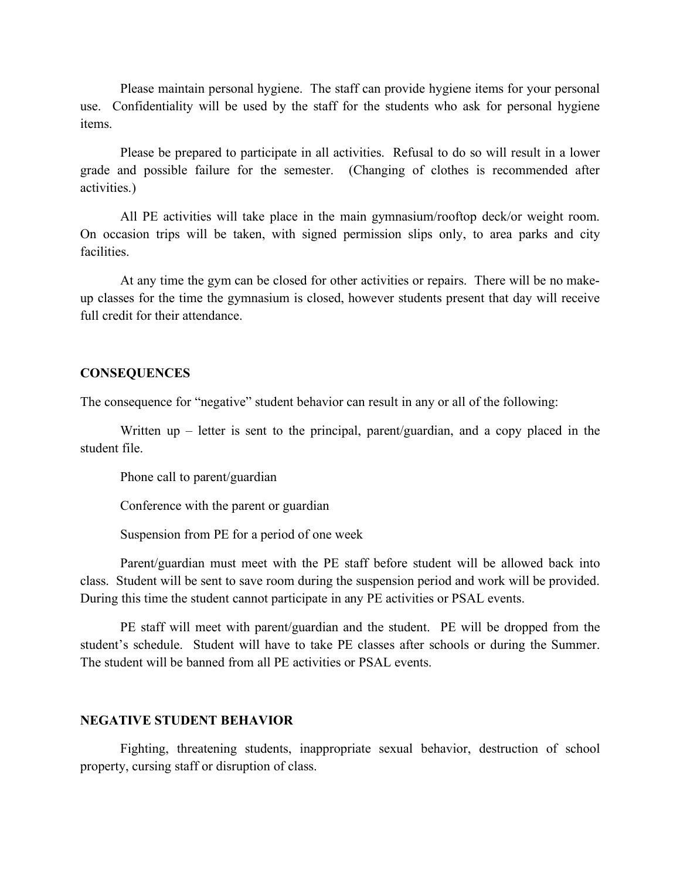Please maintain personal hygiene. The staff can provide hygiene items for your personal use. Confidentiality will be used by the staff for the students who ask for personal hygiene items.

Please be prepared to participate in all activities. Refusal to do so will result in a lower grade and possible failure for the semester. (Changing of clothes is recommended after activities.)

All PE activities will take place in the main gymnasium/rooftop deck/or weight room. On occasion trips will be taken, with signed permission slips only, to area parks and city facilities.

At any time the gym can be closed for other activities or repairs. There will be no make-up classes for the time the gymnasium is closed, however students present that day will receive full credit for their attendance.

**CONSEQUENCES**

The consequence for "negative" student behavior can result in any or all of the following:

Written up – letter is sent to the principal, parent/guardian, and a copy placed in the student file.

Phone call to parent/guardian

Conference with the parent or guardian

Suspension from PE for a period of one week

Parent/guardian must meet with the PE staff before student will be allowed back into class. Student will be sent to save room during the suspension period and work will be provided. During this time the student cannot participate in any PE activities or PSAL events.

PE staff will meet with parent/guardian and the student. PE will be dropped from the student's schedule. Student will have to take PE classes after schools or during the Summer. The student will be banned from all PE activities or PSAL events.

**NEGATIVE STUDENT BEHAVIOR**

Fighting, threatening students, inappropriate sexual behavior, destruction of school property, cursing staff or disruption of class.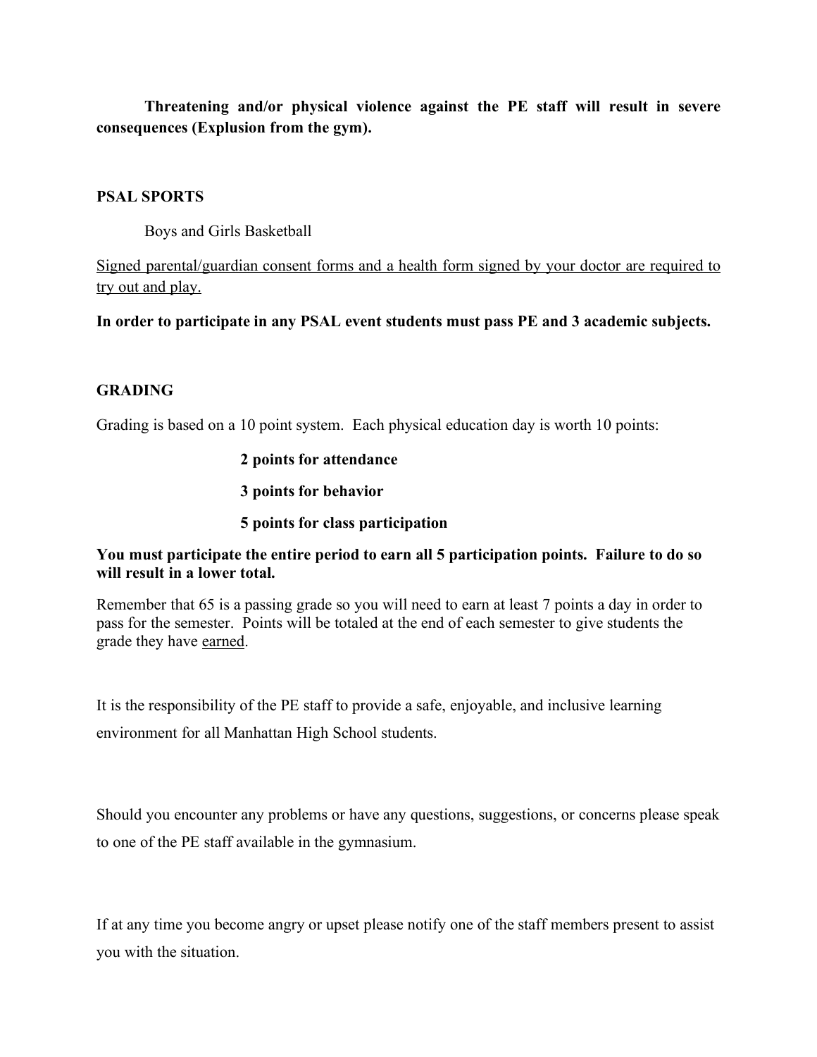**Threatening and/or physical violence against the PE staff will result in severe consequences (Explusion from the gym).**

**PSAL SPORTS**

Boys and Girls Basketball

<u>Signed parental/guardian consent forms and a health form signed by your doctor are required to try out and play.</u>

**In order to participate in any PSAL event students must pass PE and 3 academic subjects.**

**GRADING**

Grading is based on a 10 point system. Each physical education day is worth 10 points:

**2 points for attendance**

**3 points for behavior**

**5 points for class participation**

**You must participate the entire period to earn all 5 participation points. Failure to do so will result in a lower total.**

Remember that 65 is a passing grade so you will need to earn at least 7 points a day in order to pass for the semester. Points will be totaled at the end of each semester to give students the grade they have <u>earned</u>.

It is the responsibility of the PE staff to provide a safe, enjoyable, and inclusive learning environment for all Manhattan High School students.

Should you encounter any problems or have any questions, suggestions, or concerns please speak to one of the PE staff available in the gymnasium.

If at any time you become angry or upset please notify one of the staff members present to assist you with the situation.